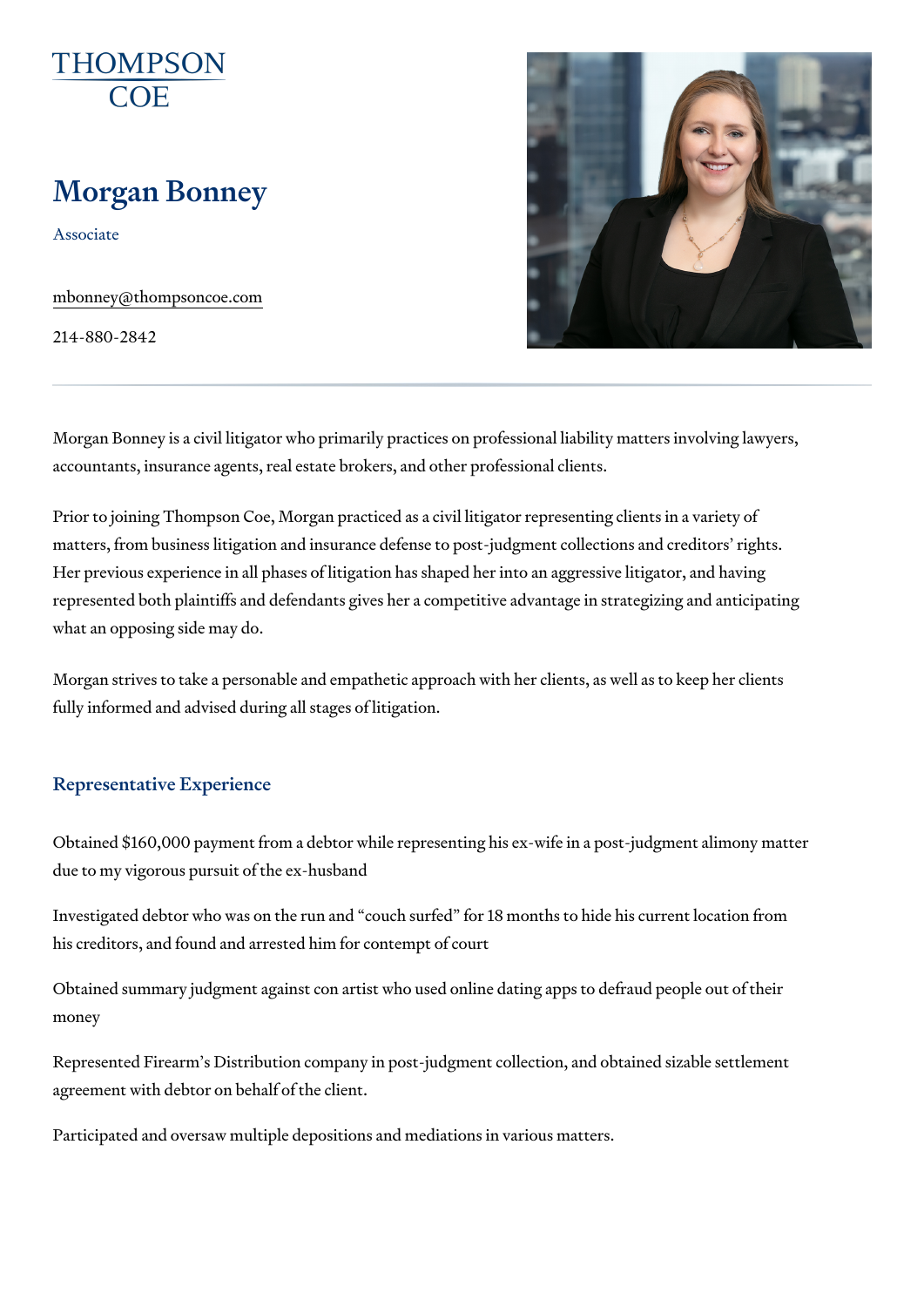THOMPSON COE

# Morgan Bonney

Associate

mbonney@thompsoncoe.com

214-880-2842

Morgan Bonney is a civil litigator who primarily practices on professional liability matters involving lawyers, accountants, insurance agents, real estate brokers, and other professional clients.

Prior to joining Thompson Coe, Morgan practiced as a civil litigator representing clients in a variety of matters, from business litigation and insurance defense to post-judgment collections and creditors' rights. Her previous experience in all phases of litigation has shaped her into an aggressive litigator, and having represented both plaintiffs and defendants gives her a competitive advantage in strategizing and anticipating what an opposing side may do.

Morgan strives to take a personable and empathetic approach with her clients, as well as to keep her clients fully informed and advised during all stages of litigation.

## Representative Experience

Obtained $160,000 payment from a debtor while representing his ex-wife in a post-judgment alimony matter due to my vigorous pursuit of the ex-husband

Investigated debtor who was on the run and "couch surfed" for 18 months to hide his current location from his creditors, and found and arrested him for contempt of court

Obtained summary judgment against con artist who used online dating apps to defraud people out of their money

Represented Firearm's Distribution company in post-judgment collection, and obtained sizable settlement agreement with debtor on behalf of the client.

Participated and oversaw multiple depositions and mediations in various matters.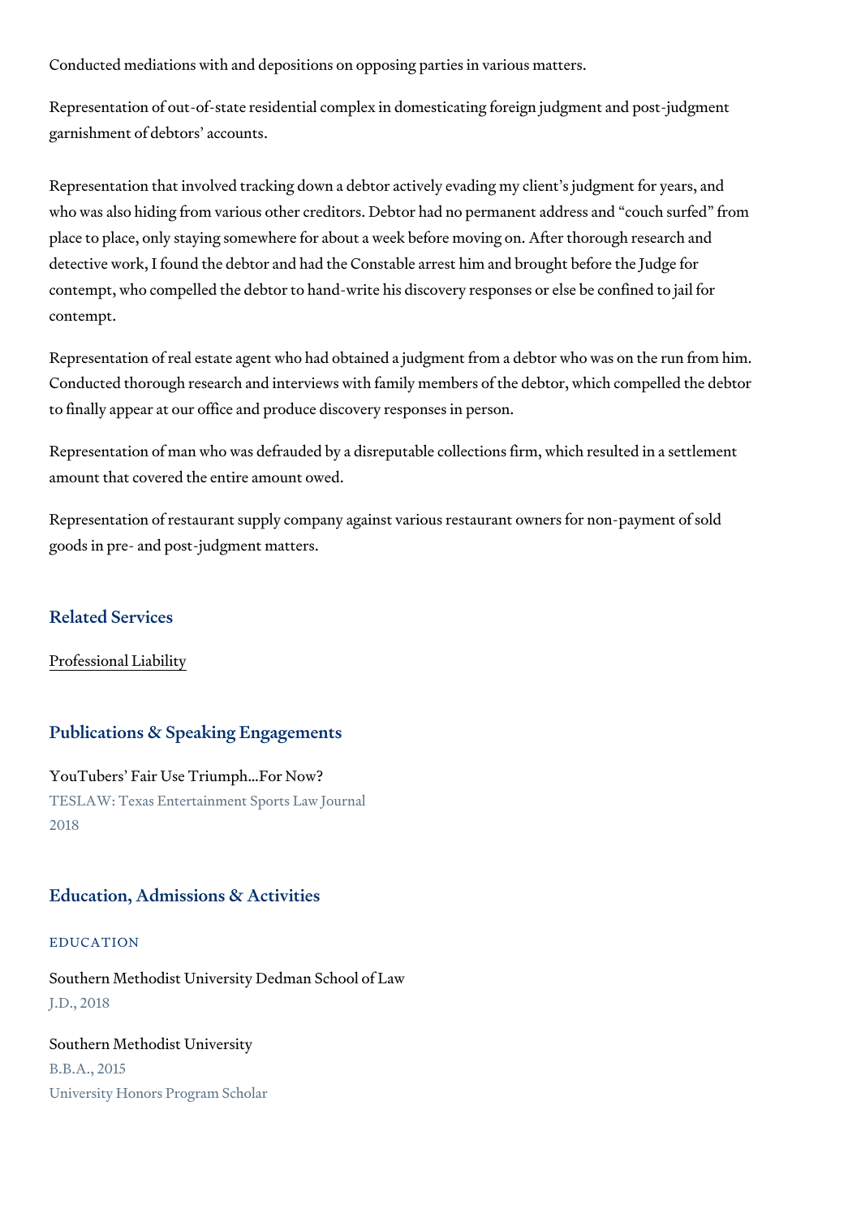Conducted mediations with and depositions on opposing parties in various matters.

Representation of out-of-state residential complex in domesticating foreign judgment and post-judgment garnishment of debtors' accounts.

Representation that involved tracking down a debtor actively evading my client's judgment for years, and who was also hiding from various other creditors. Debtor had no permanent address and "couch surfed" from place to place, only staying somewhere for about a week before moving on. After thorough research and detective work, I found the debtor and had the Constable arrest him and brought before the Judge for contempt, who compelled the debtor to hand-write his discovery responses or else be confined to jail for contempt.

Representation of real estate agent who had obtained a judgment from a debtor who was on the run from him. Conducted thorough research and interviews with family members of the debtor, which compelled the debtor to finally appear at our office and produce discovery responses in person.

Representation of man who was defrauded by a disreputable collections firm, which resulted in a settlement amount that covered the entire amount owed.

Representation of restaurant supply company against various restaurant owners for non-payment of sold goods in pre- and post-judgment matters.

## Related Services

Professional Liability

## Publications & Speaking Engagements

YouTubers' Fair Use Triumph...For Now?
TESLAW: Texas Entertainment Sports Law Journal
2018

## Education, Admissions & Activities

### EDUCATION

Southern Methodist University Dedman School of Law
J.D., 2018

Southern Methodist University
B.B.A., 2015
University Honors Program Scholar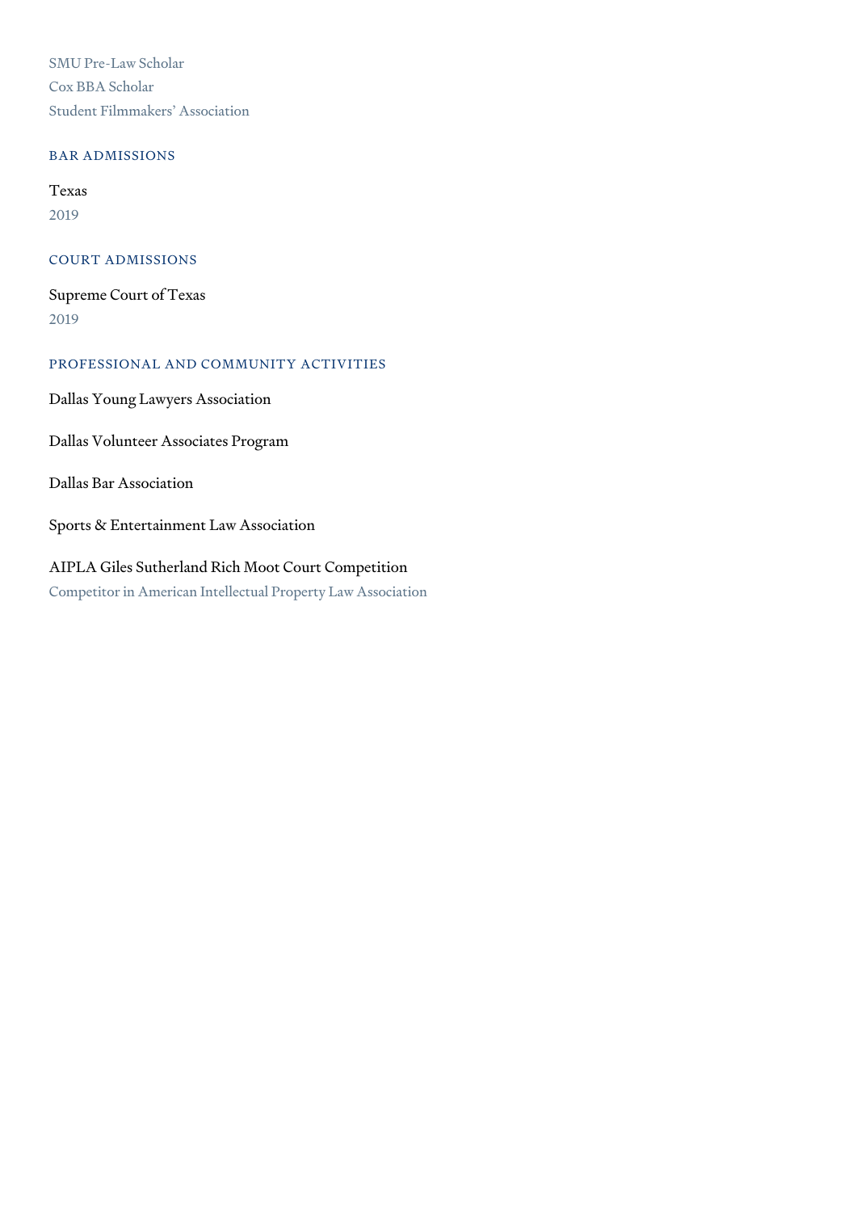SMU Pre-Law Scholar
Cox BBA Scholar
Student Filmmakers' Association

## BAR ADMISSIONS

Texas
2019

## COURT ADMISSIONS

Supreme Court of Texas
2019

## PROFESSIONAL AND COMMUNITY ACTIVITIES

Dallas Young Lawyers Association

Dallas Volunteer Associates Program

Dallas Bar Association

Sports & Entertainment Law Association

AIPLA Giles Sutherland Rich Moot Court Competition
Competitor in American Intellectual Property Law Association